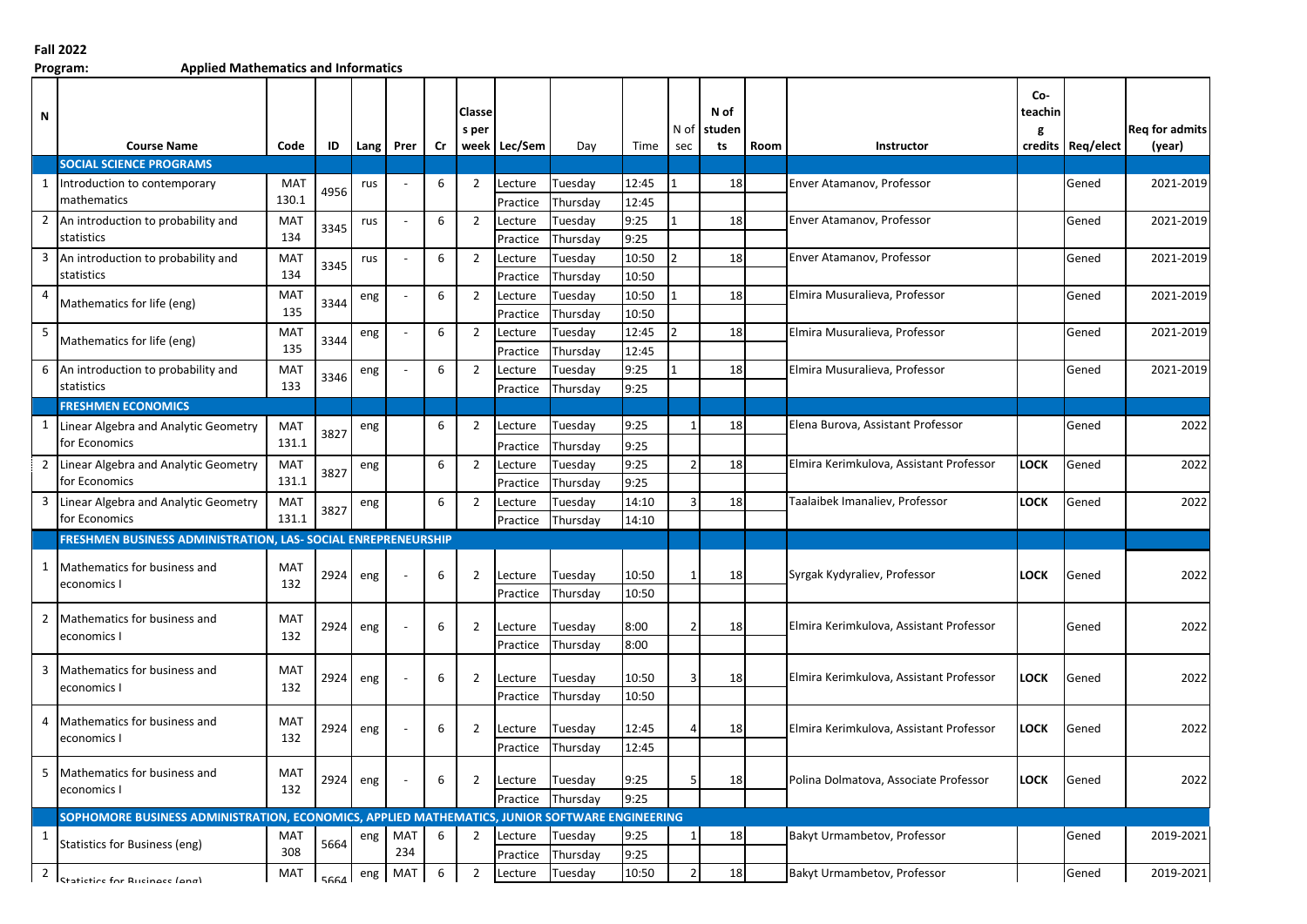**Fall 2022**

**Program:** **Applied Mathematics and Informatics**

| N | Course Name | Code | ID | Lang | Prer | Cr | Classes per week | Lec/Sem | Day | Time | N of sec | N of students | Room | Instructor | Co-teaching credits | Req/elect | Req for admits (year) |
|---|---|---|---|---|---|---|---|---|---|---|---|---|---|---|---|---|---|
| | **SOCIAL SCIENCE PROGRAMS** | | | | | | | | | | | | | | | | |
| 1 | Introduction to contemporary mathematics | MAT 130.1 | 4956 | rus | - | 6 | 2 | Lecture | Tuesday | 12:45 | 1 | 18 | | Enver Atamanov, Professor | | Gened | 2021-2019 |
| | | | | | | | | Practice | Thursday | 12:45 | | | | | | | |
| 2 | An introduction to probability and statistics | MAT 134 | 3345 | rus | - | 6 | 2 | Lecture | Tuesday | 9:25 | 1 | 18 | | Enver Atamanov, Professor | | Gened | 2021-2019 |
| | | | | | | | | Practice | Thursday | 9:25 | | | | | | | |
| 3 | An introduction to probability and statistics | MAT 134 | 3345 | rus | - | 6 | 2 | Lecture | Tuesday | 10:50 | 2 | 18 | | Enver Atamanov, Professor | | Gened | 2021-2019 |
| | | | | | | | | Practice | Thursday | 10:50 | | | | | | | |
| 4 | Mathematics for life (eng) | MAT 135 | 3344 | eng | - | 6 | 2 | Lecture | Tuesday | 10:50 | 1 | 18 | | Elmira Musuralieva, Professor | | Gened | 2021-2019 |
| | | | | | | | | Practice | Thursday | 10:50 | | | | | | | |
| 5 | Mathematics for life (eng) | MAT 135 | 3344 | eng | - | 6 | 2 | Lecture | Tuesday | 12:45 | 2 | 18 | | Elmira Musuralieva, Professor | | Gened | 2021-2019 |
| | | | | | | | | Practice | Thursday | 12:45 | | | | | | | |
| 6 | An introduction to probability and statistics | MAT 133 | 3346 | eng | - | 6 | 2 | Lecture | Tuesday | 9:25 | 1 | 18 | | Elmira Musuralieva, Professor | | Gened | 2021-2019 |
| | | | | | | | | Practice | Thursday | 9:25 | | | | | | | |
| | **FRESHMEN ECONOMICS** | | | | | | | | | | | | | | | | |
| 1 | Linear Algebra and Analytic Geometry for Economics | MAT 131.1 | 3827 | eng | | 6 | 2 | Lecture | Tuesday | 9:25 | 1 | 18 | | Elena Burova, Assistant Professor | | Gened | 2022 |
| | | | | | | | | Practice | Thursday | 9:25 | | | | | | | |
| 2 | Linear Algebra and Analytic Geometry for Economics | MAT 131.1 | 3827 | eng | | 6 | 2 | Lecture | Tuesday | 9:25 | 2 | 18 | | Elmira Kerimkulova, Assistant Professor | **LOCK** | Gened | 2022 |
| | | | | | | | | Practice | Thursday | 9:25 | | | | | | | |
| 3 | Linear Algebra and Analytic Geometry for Economics | MAT 131.1 | 3827 | eng | | 6 | 2 | Lecture | Tuesday | 14:10 | 3 | 18 | | Taalaibek Imanaliev, Professor | **LOCK** | Gened | 2022 |
| | | | | | | | | Practice | Thursday | 14:10 | | | | | | | |
| | **FRESHMEN BUSINESS ADMINISTRATION, LAS- SOCIAL ENREPRENEURSHIP** | | | | | | | | | | | | | | | | |
| 1 | Mathematics for business and economics I | MAT 132 | 2924 | eng | - | 6 | 2 | Lecture | Tuesday | 10:50 | 1 | 18 | | Syrgak Kydyraliev, Professor | **LOCK** | Gened | 2022 |
| | | | | | | | | Practice | Thursday | 10:50 | | | | | | | |
| 2 | Mathematics for business and economics I | MAT 132 | 2924 | eng | - | 6 | 2 | Lecture | Tuesday | 8:00 | 2 | 18 | | Elmira Kerimkulova, Assistant Professor | | Gened | 2022 |
| | | | | | | | | Practice | Thursday | 8:00 | | | | | | | |
| 3 | Mathematics for business and economics I | MAT 132 | 2924 | eng | - | 6 | 2 | Lecture | Tuesday | 10:50 | 3 | 18 | | Elmira Kerimkulova, Assistant Professor | **LOCK** | Gened | 2022 |
| | | | | | | | | Practice | Thursday | 10:50 | | | | | | | |
| 4 | Mathematics for business and economics I | MAT 132 | 2924 | eng | - | 6 | 2 | Lecture | Tuesday | 12:45 | 4 | 18 | | Elmira Kerimkulova, Assistant Professor | **LOCK** | Gened | 2022 |
| | | | | | | | | Practice | Thursday | 12:45 | | | | | | | |
| 5 | Mathematics for business and economics I | MAT 132 | 2924 | eng | - | 6 | 2 | Lecture | Tuesday | 9:25 | 5 | 18 | | Polina Dolmatova, Associate Professor | **LOCK** | Gened | 2022 |
| | | | | | | | | Practice | Thursday | 9:25 | | | | | | | |
| | **SOPHOMORE BUSINESS ADMINISTRATION, ECONOMICS, APPLIED MATHEMATICS, JUNIOR SOFTWARE ENGINEERING** | | | | | | | | | | | | | | | | |
| 1 | Statistics for Business (eng) | MAT 308 | 5664 | eng | MAT 234 | 6 | 2 | Lecture | Tuesday | 9:25 | 1 | 18 | | Bakyt Urmambetov, Professor | | Gened | 2019-2021 |
| | | | | | | | | Practice | Thursday | 9:25 | | | | | | | |
| 2 | Statistics for Business (eng) | MAT | 5664 | eng | MAT | 6 | 2 | Lecture | Tuesday | 10:50 | 2 | 18 | | Bakyt Urmambetov, Professor | | Gened | 2019-2021 |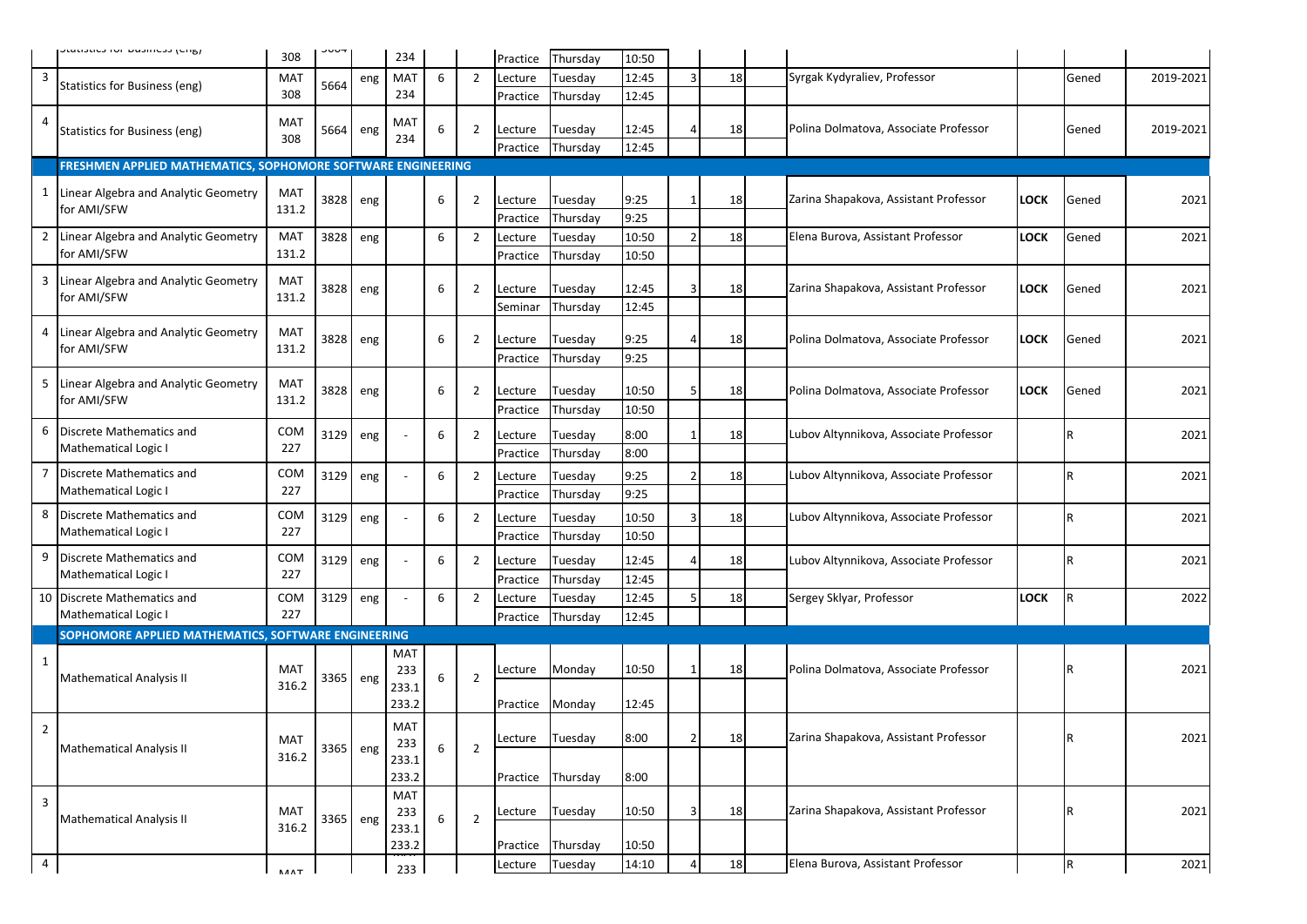| | | | | | | | | | | | | | | | | | |
|---|---|---|---|---|---|---|---|---|---|---|---|---|---|---|---|---|---|
| | Statistics for Business (eng) | 308 | 5664 | | 234 | | | Practice | Thursday | 10:50 | | | | | | | |
| 3 | Statistics for Business (eng) | MAT 308 | 5664 | eng | MAT 234 | 6 | 2 | Lecture | Tuesday | 12:45 | 3 | 18 | | Syrgak Kydyraliev, Professor | | Gened | 2019-2021 |
| | | | | | | | | Practice | Thursday | 12:45 | | | | | | | |
| 4 | Statistics for Business (eng) | MAT 308 | 5664 | eng | MAT 234 | 6 | 2 | Lecture | Tuesday | 12:45 | 4 | 18 | | Polina Dolmatova, Associate Professor | | Gened | 2019-2021 |
| | | | | | | | | Practice | Thursday | 12:45 | | | | | | | |
| | **FRESHMEN APPLIED MATHEMATICS, SOPHOMORE SOFTWARE ENGINEERING** | | | | | | | | | | | | | | | | |
| 1 | Linear Algebra and Analytic Geometry for AMI/SFW | MAT 131.2 | 3828 | eng | | 6 | 2 | Lecture | Tuesday | 9:25 | 1 | 18 | | Zarina Shapakova, Assistant Professor | **LOCK** | Gened | 2021 |
| | | | | | | | | Practice | Thursday | 9:25 | | | | | | | |
| 2 | Linear Algebra and Analytic Geometry for AMI/SFW | MAT 131.2 | 3828 | eng | | 6 | 2 | Lecture | Tuesday | 10:50 | 2 | 18 | | Elena Burova, Assistant Professor | **LOCK** | Gened | 2021 |
| | | | | | | | | Practice | Thursday | 10:50 | | | | | | | |
| 3 | Linear Algebra and Analytic Geometry for AMI/SFW | MAT 131.2 | 3828 | eng | | 6 | 2 | Lecture | Tuesday | 12:45 | 3 | 18 | | Zarina Shapakova, Assistant Professor | **LOCK** | Gened | 2021 |
| | | | | | | | | Seminar | Thursday | 12:45 | | | | | | | |
| 4 | Linear Algebra and Analytic Geometry for AMI/SFW | MAT 131.2 | 3828 | eng | | 6 | 2 | Lecture | Tuesday | 9:25 | 4 | 18 | | Polina Dolmatova, Associate Professor | **LOCK** | Gened | 2021 |
| | | | | | | | | Practice | Thursday | 9:25 | | | | | | | |
| 5 | Linear Algebra and Analytic Geometry for AMI/SFW | MAT 131.2 | 3828 | eng | | 6 | 2 | Lecture | Tuesday | 10:50 | 5 | 18 | | Polina Dolmatova, Associate Professor | **LOCK** | Gened | 2021 |
| | | | | | | | | Practice | Thursday | 10:50 | | | | | | | |
| 6 | Discrete Mathematics and Mathematical Logic I | COM 227 | 3129 | eng | - | 6 | 2 | Lecture | Tuesday | 8:00 | 1 | 18 | | Lubov Altynnikova, Associate Professor | | R | 2021 |
| | | | | | | | | Practice | Thursday | 8:00 | | | | | | | |
| 7 | Discrete Mathematics and Mathematical Logic I | COM 227 | 3129 | eng | - | 6 | 2 | Lecture | Tuesday | 9:25 | 2 | 18 | | Lubov Altynnikova, Associate Professor | | R | 2021 |
| | | | | | | | | Practice | Thursday | 9:25 | | | | | | | |
| 8 | Discrete Mathematics and Mathematical Logic I | COM 227 | 3129 | eng | - | 6 | 2 | Lecture | Tuesday | 10:50 | 3 | 18 | | Lubov Altynnikova, Associate Professor | | R | 2021 |
| | | | | | | | | Practice | Thursday | 10:50 | | | | | | | |
| 9 | Discrete Mathematics and Mathematical Logic I | COM 227 | 3129 | eng | - | 6 | 2 | Lecture | Tuesday | 12:45 | 4 | 18 | | Lubov Altynnikova, Associate Professor | | R | 2021 |
| | | | | | | | | Practice | Thursday | 12:45 | | | | | | | |
| 10 | Discrete Mathematics and Mathematical Logic I | COM 227 | 3129 | eng | - | 6 | 2 | Lecture | Tuesday | 12:45 | 5 | 18 | | Sergey Sklyar, Professor | **LOCK** | R | 2022 |
| | | | | | | | | Practice | Thursday | 12:45 | | | | | | | |
| | **SOPHOMORE APPLIED MATHEMATICS, SOFTWARE ENGINEERING** | | | | | | | | | | | | | | | | |
| 1 | Mathematical Analysis II | MAT 316.2 | 3365 | eng | MAT 233 233.1 233.2 | 6 | 2 | Lecture | Monday | 10:50 | 1 | 18 | | Polina Dolmatova, Associate Professor | | R | 2021 |
| | | | | | | | | Practice | Monday | 12:45 | | | | | | | |
| 2 | Mathematical Analysis II | MAT 316.2 | 3365 | eng | MAT 233 233.1 233.2 | 6 | 2 | Lecture | Tuesday | 8:00 | 2 | 18 | | Zarina Shapakova, Assistant Professor | | R | 2021 |
| | | | | | | | | Practice | Thursday | 8:00 | | | | | | | |
| 3 | Mathematical Analysis II | MAT 316.2 | 3365 | eng | MAT 233 233.1 233.2 | 6 | 2 | Lecture | Tuesday | 10:50 | 3 | 18 | | Zarina Shapakova, Assistant Professor | | R | 2021 |
| | | | | | | | | Practice | Thursday | 10:50 | | | | | | | |
| 4 | | MAT | | | 233 | | | Lecture | Tuesday | 14:10 | 4 | 18 | | Elena Burova, Assistant Professor | | R | 2021 |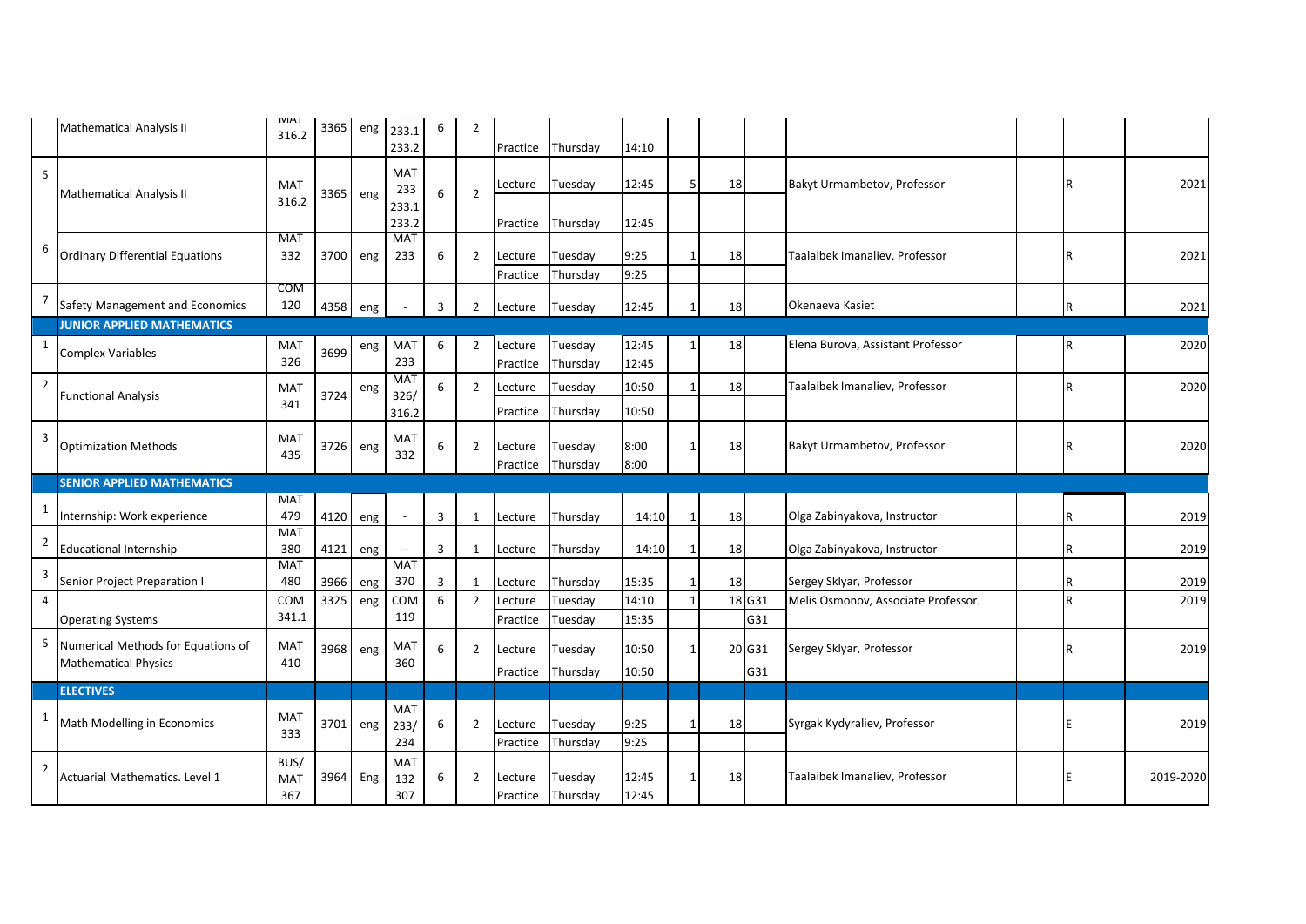| | | | | | | | | | | | | | | | | | | |
|---|---|---|---|---|---|---|---|---|---|---|---|---|---|---|---|---|---|---|
| | Mathematical Analysis II | MAT 316.2 | 3365 | eng | 233.1 233.2 | 6 | 2 | Practice | Thursday | 14:10 | | | | | | | | |
| 5 | Mathematical Analysis II | MAT 316.2 | 3365 | eng | MAT 233 233.1 233.2 | 6 | 2 | Lecture | Tuesday | 12:45 | 5 | 18 | | Bakyt Urmambetov, Professor | | R | 2021 |
| | | | | | | | | Practice | Thursday | 12:45 | | | | | | | |
| 6 | Ordinary Differential Equations | MAT 332 | 3700 | eng | MAT 233 | 6 | 2 | Lecture | Tuesday | 9:25 | 1 | 18 | | Taalaibek Imanaliev, Professor | | R | 2021 |
| | | | | | | | | Practice | Thursday | 9:25 | | | | | | | |
| 7 | Safety Management and Economics | COM 120 | 4358 | eng | - | 3 | 2 | Lecture | Tuesday | 12:45 | 1 | 18 | | Okenaeva Kasiet | | R | 2021 |
| | **JUNIOR APPLIED MATHEMATICS** | | | | | | | | | | | | | | | | |
| 1 | Complex Variables | MAT 326 | 3699 | eng | MAT 233 | 6 | 2 | Lecture | Tuesday | 12:45 | 1 | 18 | | Elena Burova, Assistant Professor | | R | 2020 |
| | | | | | | | | Practice | Thursday | 12:45 | | | | | | | |
| 2 | Functional Analysis | MAT 341 | 3724 | eng | MAT 326/ 316.2 | 6 | 2 | Lecture | Tuesday | 10:50 | 1 | 18 | | Taalaibek Imanaliev, Professor | | R | 2020 |
| | | | | | | | | Practice | Thursday | 10:50 | | | | | | | |
| 3 | Optimization Methods | MAT 435 | 3726 | eng | MAT 332 | 6 | 2 | Lecture | Tuesday | 8:00 | 1 | 18 | | Bakyt Urmambetov, Professor | | R | 2020 |
| | | | | | | | | Practice | Thursday | 8:00 | | | | | | | |
| | **SENIOR APPLIED MATHEMATICS** | | | | | | | | | | | | | | | | |
| 1 | Internship: Work experience | MAT 479 | 4120 | eng | - | 3 | 1 | Lecture | Thursday | 14:10 | 1 | 18 | | Olga Zabinyakova, Instructor | | R | 2019 |
| 2 | Educational Internship | MAT 380 | 4121 | eng | - | 3 | 1 | Lecture | Thursday | 14:10 | 1 | 18 | | Olga Zabinyakova, Instructor | | R | 2019 |
| 3 | Senior Project Preparation I | MAT 480 | 3966 | eng | MAT 370 | 3 | 1 | Lecture | Thursday | 15:35 | 1 | 18 | | Sergey Sklyar, Professor | | R | 2019 |
| 4 | Operating Systems | COM 341.1 | 3325 | eng | COM 119 | 6 | 2 | Lecture | Tuesday | 14:10 | 1 | 18 | G31 | Melis Osmonov, Associate Professor. | | R | 2019 |
| | | | | | | | | Practice | Tuesday | 15:35 | | | G31 | | | | |
| 5 | Numerical Methods for Equations of Mathematical Physics | MAT 410 | 3968 | eng | MAT 360 | 6 | 2 | Lecture | Tuesday | 10:50 | 1 | 20 | G31 | Sergey Sklyar, Professor | | R | 2019 |
| | | | | | | | | Practice | Thursday | 10:50 | | | G31 | | | | |
| | **ELECTIVES** | | | | | | | | | | | | | | | | |
| 1 | Math Modelling in Economics | MAT 333 | 3701 | eng | MAT 233/ 234 | 6 | 2 | Lecture | Tuesday | 9:25 | 1 | 18 | | Syrgak Kydyraliev, Professor | | E | 2019 |
| | | | | | | | | Practice | Thursday | 9:25 | | | | | | | |
| 2 | Actuarial Mathematics. Level 1 | BUS/ MAT 367 | 3964 | Eng | MAT 132 307 | 6 | 2 | Lecture | Tuesday | 12:45 | 1 | 18 | | Taalaibek Imanaliev, Professor | | E | 2019-2020 |
| | | | | | | | | Practice | Thursday | 12:45 | | | | | | | |